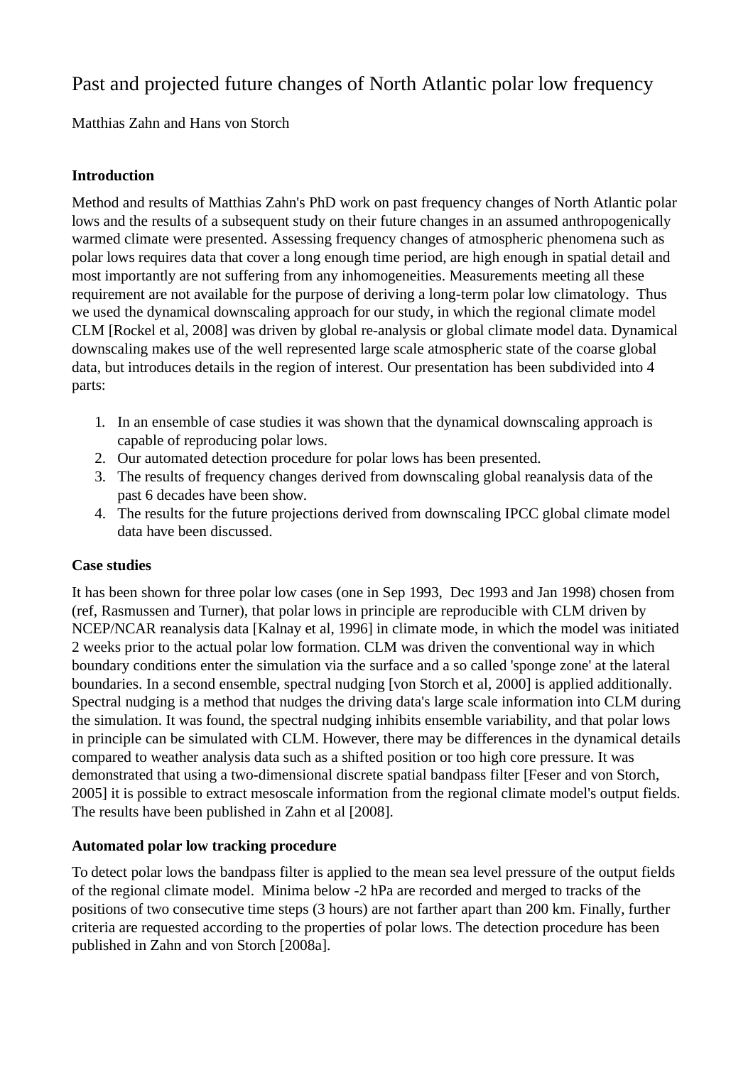# Past and projected future changes of North Atlantic polar low frequency

Matthias Zahn and Hans von Storch

### Introduction

Method and results of Matthias Zahn's PhD work on past frequency changes of North Atlantic polar lows and the results of a subsequent study on their future changes in an assumed anthropogenically warmed climate were presented. Assessing frequency changes of atmospheric phenomena such as polar lows requires data that cover a long enough time period, are high enough in spatial detail and most importantly are not suffering from any inhomogeneities. Measurements meeting all these requirement are not available for the purpose of deriving a long-term polar low climatology. Thus we used the dynamical downscaling approach for our study, in which the regional climate model CLM [Rockel et al, 2008] was driven by global re-analysis or global climate model data. Dynamical downscaling makes use of the well represented large scale atmospheric state of the coarse global data, but introduces details in the region of interest. Our presentation has been subdivided into 4 parts:

1. In an ensemble of case studies it was shown that the dynamical downscaling approach is capable of reproducing polar lows.
2. Our automated detection procedure for polar lows has been presented.
3. The results of frequency changes derived from downscaling global reanalysis data of the past 6 decades have been show.
4. The results for the future projections derived from downscaling IPCC global climate model data have been discussed.

### Case studies

It has been shown for three polar low cases (one in Sep 1993, Dec 1993 and Jan 1998) chosen from (ref, Rasmussen and Turner), that polar lows in principle are reproducible with CLM driven by NCEP/NCAR reanalysis data [Kalnay et al, 1996] in climate mode, in which the model was initiated 2 weeks prior to the actual polar low formation. CLM was driven the conventional way in which boundary conditions enter the simulation via the surface and a so called 'sponge zone' at the lateral boundaries. In a second ensemble, spectral nudging [von Storch et al, 2000] is applied additionally. Spectral nudging is a method that nudges the driving data's large scale information into CLM during the simulation. It was found, the spectral nudging inhibits ensemble variability, and that polar lows in principle can be simulated with CLM. However, there may be differences in the dynamical details compared to weather analysis data such as a shifted position or too high core pressure. It was demonstrated that using a two-dimensional discrete spatial bandpass filter [Feser and von Storch, 2005] it is possible to extract mesoscale information from the regional climate model's output fields. The results have been published in Zahn et al [2008].

### Automated polar low tracking procedure

To detect polar lows the bandpass filter is applied to the mean sea level pressure of the output fields of the regional climate model. Minima below -2 hPa are recorded and merged to tracks of the positions of two consecutive time steps (3 hours) are not farther apart than 200 km. Finally, further criteria are requested according to the properties of polar lows. The detection procedure has been published in Zahn and von Storch [2008a].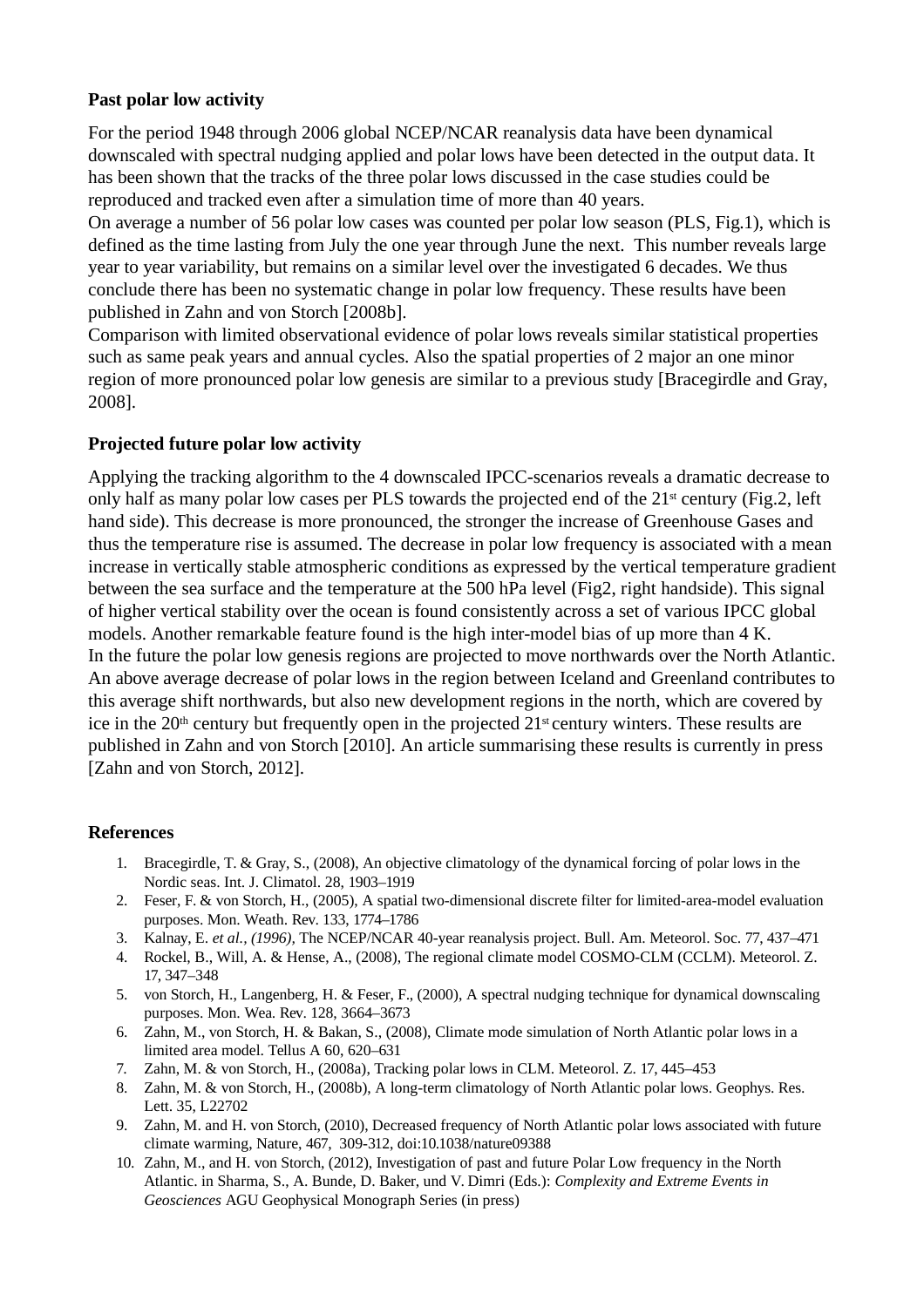### Past polar low activity

For the period 1948 through 2006 global NCEP/NCAR reanalysis data have been dynamical downscaled with spectral nudging applied and polar lows have been detected in the output data. It has been shown that the tracks of the three polar lows discussed in the case studies could be reproduced and tracked even after a simulation time of more than 40 years.
On average a number of 56 polar low cases was counted per polar low season (PLS, Fig.1), which is defined as the time lasting from July the one year through June the next. This number reveals large year to year variability, but remains on a similar level over the investigated 6 decades. We thus conclude there has been no systematic change in polar low frequency. These results have been published in Zahn and von Storch [2008b].
Comparison with limited observational evidence of polar lows reveals similar statistical properties such as same peak years and annual cycles. Also the spatial properties of 2 major an one minor region of more pronounced polar low genesis are similar to a previous study [Bracegirdle and Gray, 2008].

### Projected future polar low activity

Applying the tracking algorithm to the 4 downscaled IPCC-scenarios reveals a dramatic decrease to only half as many polar low cases per PLS towards the projected end of the 21st century (Fig.2, left hand side). This decrease is more pronounced, the stronger the increase of Greenhouse Gases and thus the temperature rise is assumed. The decrease in polar low frequency is associated with a mean increase in vertically stable atmospheric conditions as expressed by the vertical temperature gradient between the sea surface and the temperature at the 500 hPa level (Fig2, right handside). This signal of higher vertical stability over the ocean is found consistently across a set of various IPCC global models. Another remarkable feature found is the high inter-model bias of up more than 4 K.
In the future the polar low genesis regions are projected to move northwards over the North Atlantic. An above average decrease of polar lows in the region between Iceland and Greenland contributes to this average shift northwards, but also new development regions in the north, which are covered by ice in the 20th century but frequently open in the projected 21st century winters. These results are published in Zahn and von Storch [2010]. An article summarising these results is currently in press [Zahn and von Storch, 2012].

### References

1. Bracegirdle, T. & Gray, S., (2008), An objective climatology of the dynamical forcing of polar lows in the Nordic seas. Int. J. Climatol. 28, 1903–1919
2. Feser, F. & von Storch, H., (2005), A spatial two-dimensional discrete filter for limited-area-model evaluation purposes. Mon. Weath. Rev. 133, 1774–1786
3. Kalnay, E. *et al.*, *(1996)*, The NCEP/NCAR 40-year reanalysis project. Bull. Am. Meteorol. Soc. 77, 437–471
4. Rockel, B., Will, A. & Hense, A., (2008), The regional climate model COSMO-CLM (CCLM). Meteorol. Z. 17, 347–348
5. von Storch, H., Langenberg, H. & Feser, F., (2000), A spectral nudging technique for dynamical downscaling purposes. Mon. Wea. Rev. 128, 3664–3673
6. Zahn, M., von Storch, H. & Bakan, S., (2008), Climate mode simulation of North Atlantic polar lows in a limited area model. Tellus A 60, 620–631
7. Zahn, M. & von Storch, H., (2008a), Tracking polar lows in CLM. Meteorol. Z. 17, 445–453
8. Zahn, M. & von Storch, H., (2008b), A long-term climatology of North Atlantic polar lows. Geophys. Res. Lett. 35, L22702
9. Zahn, M. and H. von Storch, (2010), Decreased frequency of North Atlantic polar lows associated with future climate warming, Nature, 467, 309-312, doi:10.1038/nature09388
10. Zahn, M., and H. von Storch, (2012), Investigation of past and future Polar Low frequency in the North Atlantic. in Sharma, S., A. Bunde, D. Baker, und V. Dimri (Eds.): *Complexity and Extreme Events in Geosciences* AGU Geophysical Monograph Series (in press)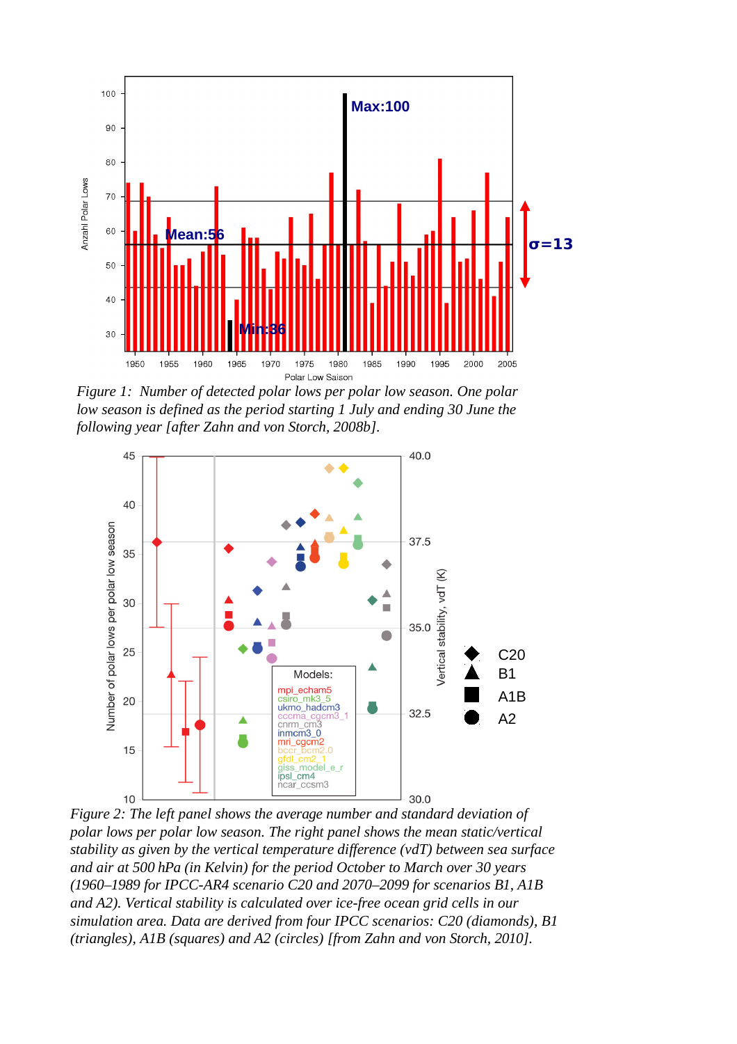Max:100

Mean:56

Min:36

σ=13

Anzahl Polar Lows

100
90
80
70
60
50
40
30

1950 1955 1960 1965 1970 1975 1980 1985 1990 1995 2000 2005

Polar Low Saison

*Figure 1: Number of detected polar lows per polar low season. One polar low season is defined as the period starting 1 July and ending 30 June the following year [after Zahn and von Storch, 2008b].*

Number of polar lows per polar low season

45
40
35
30
25
20
15
10

Vertical stability, vdT (K)

40.0
37.5
35.0
32.5
30.0

Models:
mpi_echam5
csiro_mk3_5
ukmo_hadcm3
cccma_cgcm3_1
cnrm_cm3
inmcm3_0
mri_cgcm2
bccr_bcm2.0
gfdl_cm2_1
giss_model_e_r
ipsl_cm4
ncar_ccsm3

C20
B1
A1B
A2

*Figure 2: The left panel shows the average number and standard deviation of polar lows per polar low season. The right panel shows the mean static/vertical stability as given by the vertical temperature difference (vdT) between sea surface and air at 500 hPa (in Kelvin) for the period October to March over 30 years (1960–1989 for IPCC-AR4 scenario C20 and 2070–2099 for scenarios B1, A1B and A2). Vertical stability is calculated over ice-free ocean grid cells in our simulation area. Data are derived from four IPCC scenarios: C20 (diamonds), B1 (triangles), A1B (squares) and A2 (circles) [from Zahn and von Storch, 2010].*